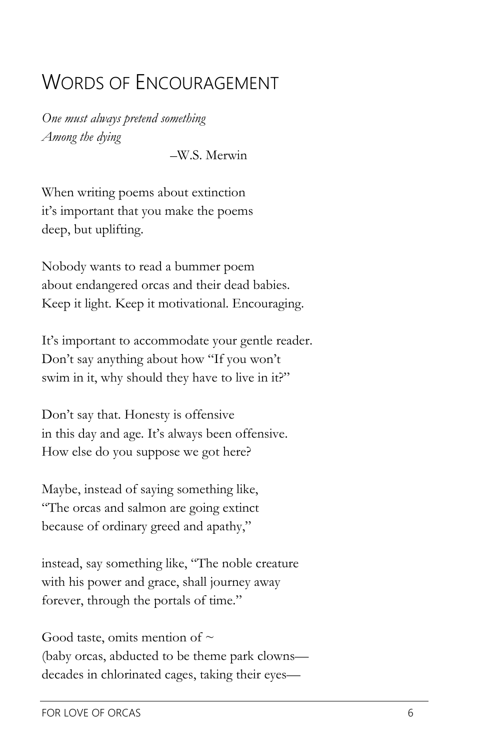# Words of Encouragement

*One must always pretend something*
*Among the dying*

–W.S. Merwin

When writing poems about extinction
it's important that you make the poems
deep, but uplifting.

Nobody wants to read a bummer poem
about endangered orcas and their dead babies.
Keep it light. Keep it motivational. Encouraging.

It's important to accommodate your gentle reader.
Don't say anything about how "If you won't
swim in it, why should they have to live in it?"

Don't say that. Honesty is offensive
in this day and age. It's always been offensive.
How else do you suppose we got here?

Maybe, instead of saying something like,
"The orcas and salmon are going extinct
because of ordinary greed and apathy,"

instead, say something like, "The noble creature
with his power and grace, shall journey away
forever, through the portals of time."

Good taste, omits mention of ~
(baby orcas, abducted to be theme park clowns—
decades in chlorinated cages, taking their eyes—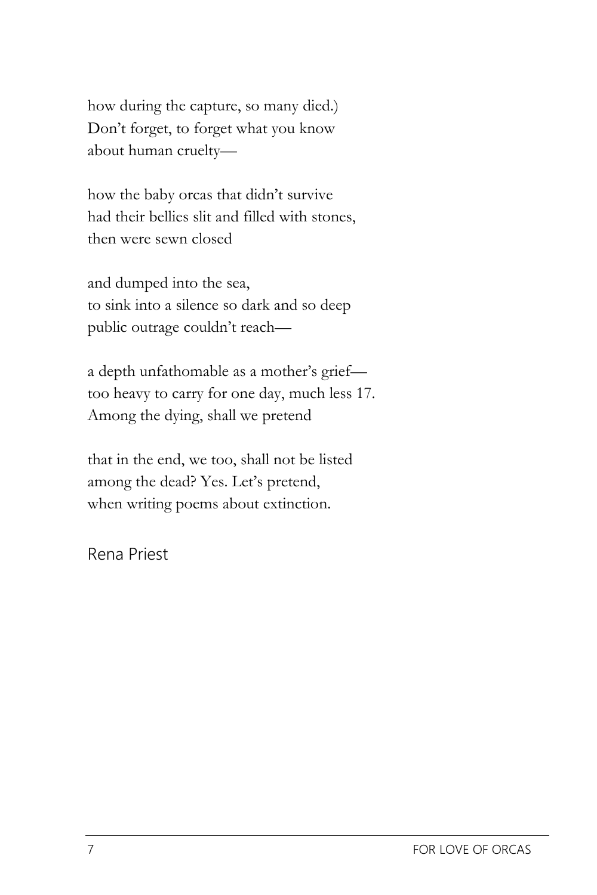how during the capture, so many died.)
Don't forget, to forget what you know
about human cruelty—

how the baby orcas that didn't survive
had their bellies slit and filled with stones,
then were sewn closed

and dumped into the sea,
to sink into a silence so dark and so deep
public outrage couldn't reach—

a depth unfathomable as a mother's grief—
too heavy to carry for one day, much less 17.
Among the dying, shall we pretend

that in the end, we too, shall not be listed
among the dead? Yes. Let's pretend,
when writing poems about extinction.

Rena Priest